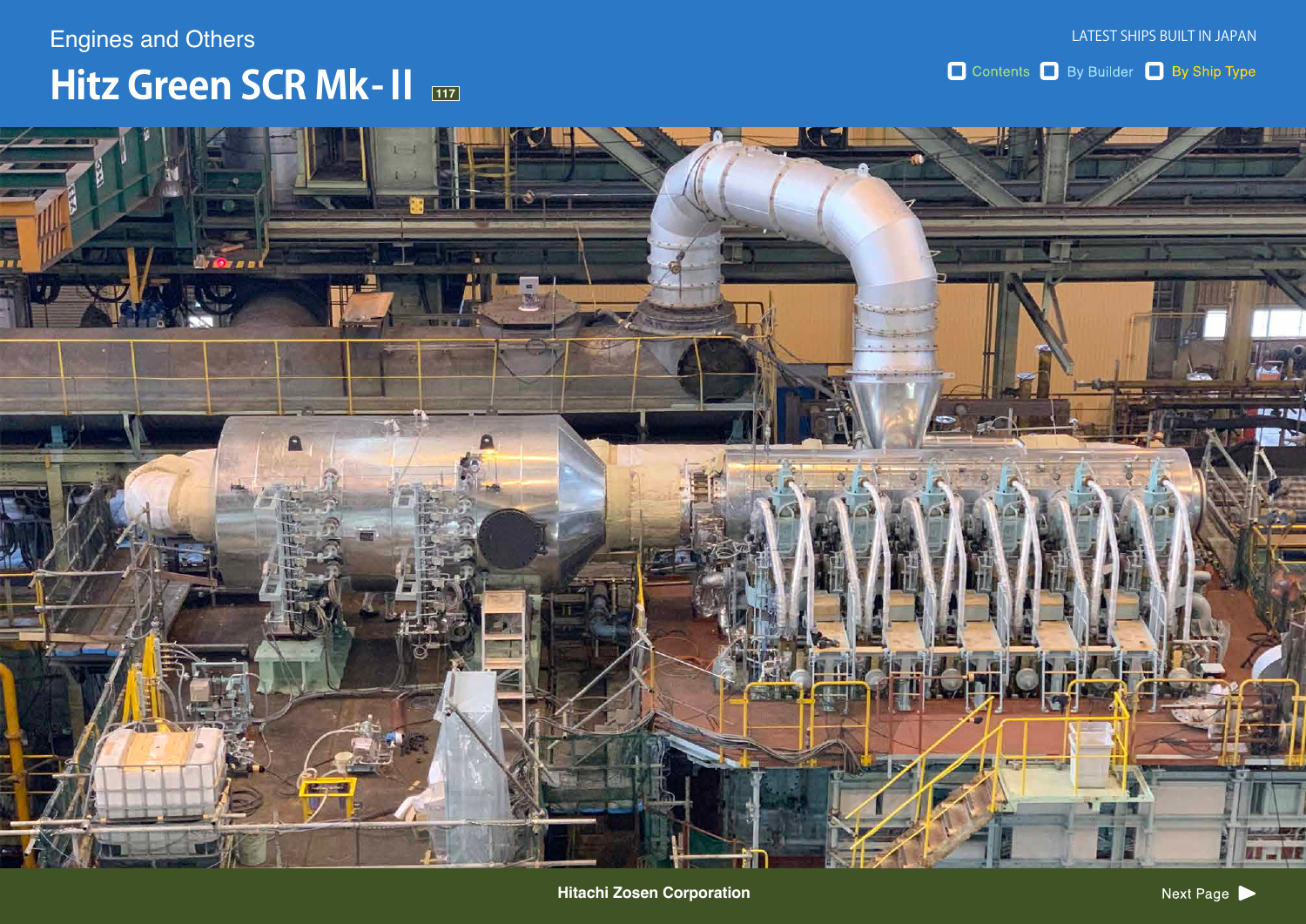Engines and Others

# Hitz Green SCR Mk-II

117

Hitachi Zosen Corporation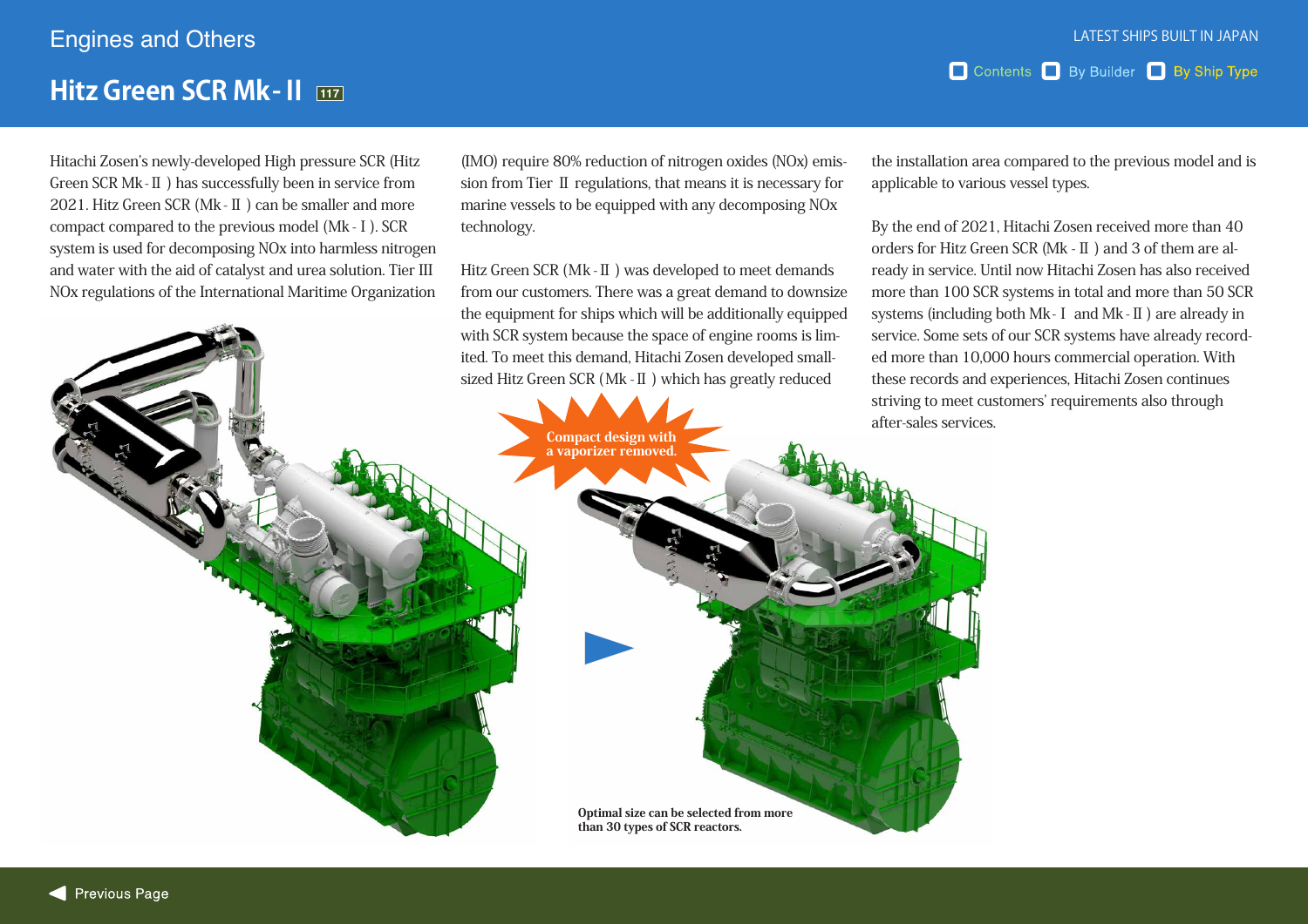# Engines and Others

## Hitz Green SCR Mk-II 117

Hitachi Zosen's newly-developed High pressure SCR (Hitz Green SCR Mk-Ⅱ) has successfully been in service from 2021. Hitz Green SCR (Mk-Ⅱ) can be smaller and more compact compared to the previous model (Mk-Ⅰ). SCR system is used for decomposing NOx into harmless nitrogen and water with the aid of catalyst and urea solution. Tier III NOx regulations of the International Maritime Organization (IMO) require 80% reduction of nitrogen oxides (NOx) emission from Tier Ⅱ regulations, that means it is necessary for marine vessels to be equipped with any decomposing NOx technology.

Hitz Green SCR (Mk-Ⅱ) was developed to meet demands from our customers. There was a great demand to downsize the equipment for ships which will be additionally equipped with SCR system because the space of engine rooms is limited. To meet this demand, Hitachi Zosen developed small-sized Hitz Green SCR (Mk-Ⅱ) which has greatly reduced the installation area compared to the previous model and is applicable to various vessel types.

By the end of 2021, Hitachi Zosen received more than 40 orders for Hitz Green SCR (Mk-Ⅱ) and 3 of them are already in service. Until now Hitachi Zosen has also received more than 100 SCR systems in total and more than 50 SCR systems (including both Mk-Ⅰ and Mk-Ⅱ) are already in service. Some sets of our SCR systems have already recorded more than 10,000 hours commercial operation. With these records and experiences, Hitachi Zosen continues striving to meet customers' requirements also through after-sales services.

Compact design with a vaporizer removed.

Optimal size can be selected from more than 30 types of SCR reactors.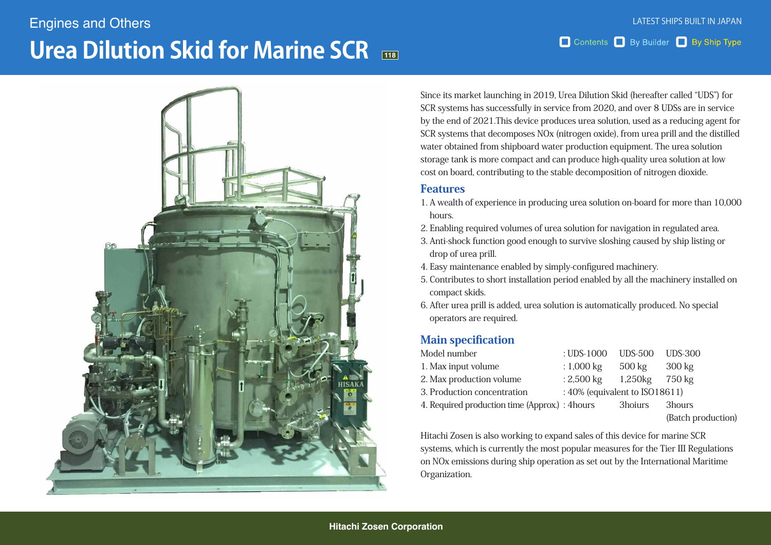Engines and Others

# Urea Dilution Skid for Marine SCR

Since its market launching in 2019, Urea Dilution Skid (hereafter called "UDS") for SCR systems has successfully in service from 2020, and over 8 UDSs are in service by the end of 2021.This device produces urea solution, used as a reducing agent for SCR systems that decomposes NOx (nitrogen oxide), from urea prill and the distilled water obtained from shipboard water production equipment. The urea solution storage tank is more compact and can produce high-quality urea solution at low cost on board, contributing to the stable decomposition of nitrogen dioxide.

## Features

1. A wealth of experience in producing urea solution on-board for more than 10,000 hours.
2. Enabling required volumes of urea solution for navigation in regulated area.
3. Anti-shock function good enough to survive sloshing caused by ship listing or drop of urea prill.
4. Easy maintenance enabled by simply-configured machinery.
5. Contributes to short installation period enabled by all the machinery installed on compact skids.
6. After urea prill is added, urea solution is automatically produced. No special operators are required.

## Main specification

| Model number | : UDS-1000 | UDS-500 | UDS-300 |
|---|---|---|---|
| 1. Max input volume | : 1,000 kg | 500 kg | 300 kg |
| 2. Max production volume | : 2,500 kg | 1,250kg | 750 kg |
| 3. Production concentration | : 40% (equivalent to ISO18611) | | |
| 4. Required production time (Approx.) | : 4hours | 3hoiurs | 3hours (Batch production) |

Hitachi Zosen is also working to expand sales of this device for marine SCR systems, which is currently the most popular measures for the Tier III Regulations on NOx emissions during ship operation as set out by the International Maritime Organization.

Hitachi Zosen Corporation